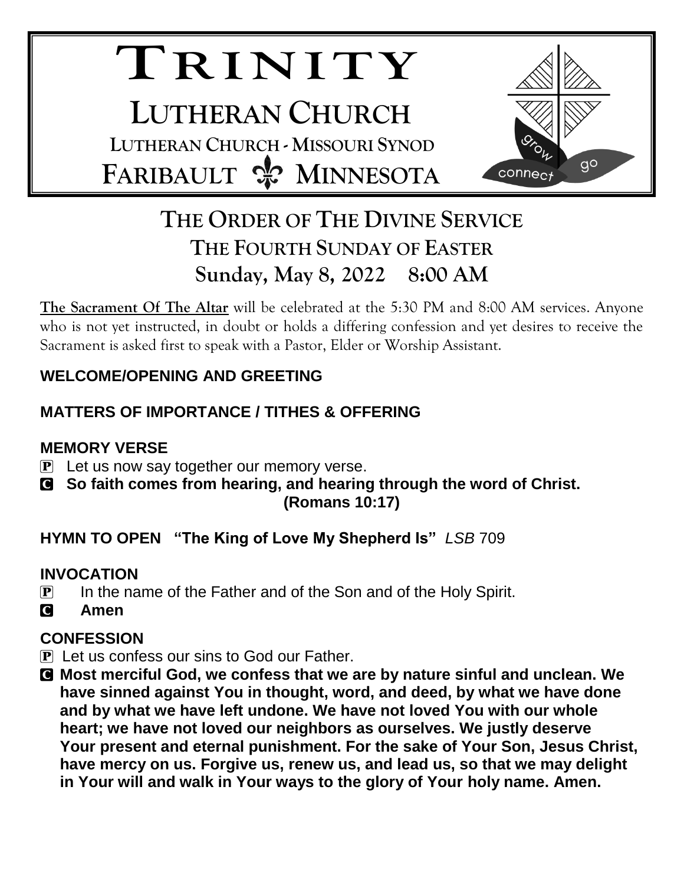# TRINITY

## LUTHERAN CHURCH

LUTHERAN CHURCH - MISSOURI SYNOD

FARIBAULT ⚜ MINNESOTA

grow connect go

# THE ORDER OF THE DIVINE SERVICE
## THE FOURTH SUNDAY OF EASTER
## Sunday, May 8, 2022 8:00 AM

**The Sacrament Of The Altar** will be celebrated at the 5:30 PM and 8:00 AM services. Anyone who is not yet instructed, in doubt or holds a differing confession and yet desires to receive the Sacrament is asked first to speak with a Pastor, Elder or Worship Assistant.

**WELCOME/OPENING AND GREETING**

**MATTERS OF IMPORTANCE / TITHES & OFFERING**

**MEMORY VERSE**

P Let us now say together our memory verse.

C **So faith comes from hearing, and hearing through the word of Christ. (Romans 10:17)**

**HYMN TO OPEN "The King of Love My Shepherd Is"** *LSB* 709

**INVOCATION**

P In the name of the Father and of the Son and of the Holy Spirit.

C **Amen**

**CONFESSION**

P Let us confess our sins to God our Father.

C **Most merciful God, we confess that we are by nature sinful and unclean. We have sinned against You in thought, word, and deed, by what we have done and by what we have left undone. We have not loved You with our whole heart; we have not loved our neighbors as ourselves. We justly deserve Your present and eternal punishment. For the sake of Your Son, Jesus Christ, have mercy on us. Forgive us, renew us, and lead us, so that we may delight in Your will and walk in Your ways to the glory of Your holy name. Amen.**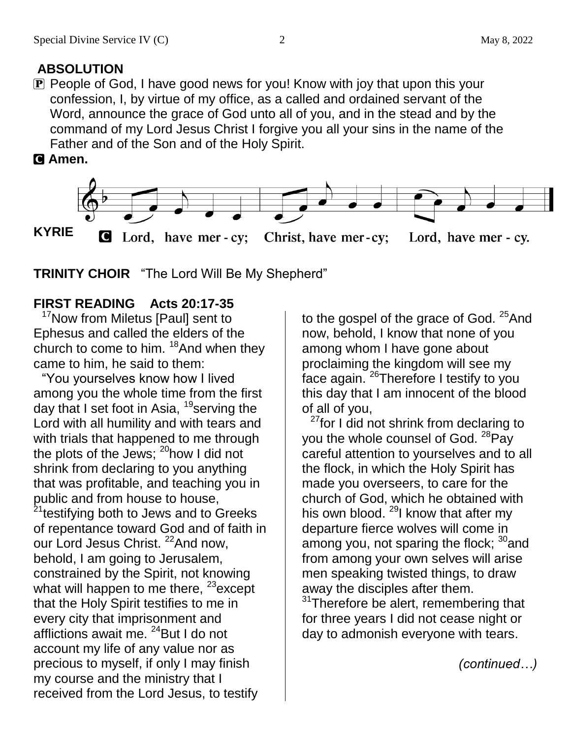## ABSOLUTION

**P** People of God, I have good news for you! Know with joy that upon this your confession, I, by virtue of my office, as a called and ordained servant of the Word, announce the grace of God unto all of you, and in the stead and by the command of my Lord Jesus Christ I forgive you all your sins in the name of the Father and of the Son and of the Holy Spirit.

**C Amen.**

**KYRIE**

**C** Lord, have mer - cy; Christ, have mer - cy; Lord, have mer - cy.

**TRINITY CHOIR** "The Lord Will Be My Shepherd"

**FIRST READING Acts 20:17-35**

[17]Now from Miletus [Paul] sent to Ephesus and called the elders of the church to come to him. [18]And when they came to him, he said to them:

"You yourselves know how I lived among you the whole time from the first day that I set foot in Asia, [19]serving the Lord with all humility and with tears and with trials that happened to me through the plots of the Jews; [20]how I did not shrink from declaring to you anything that was profitable, and teaching you in public and from house to house, [21]testifying both to Jews and to Greeks of repentance toward God and of faith in our Lord Jesus Christ. [22]And now, behold, I am going to Jerusalem, constrained by the Spirit, not knowing what will happen to me there, [23]except that the Holy Spirit testifies to me in every city that imprisonment and afflictions await me. [24]But I do not account my life of any value nor as precious to myself, if only I may finish my course and the ministry that I received from the Lord Jesus, to testify to the gospel of the grace of God. [25]And now, behold, I know that none of you among whom I have gone about proclaiming the kingdom will see my face again. [26]Therefore I testify to you this day that I am innocent of the blood of all of you,

[27]for I did not shrink from declaring to you the whole counsel of God. [28]Pay careful attention to yourselves and to all the flock, in which the Holy Spirit has made you overseers, to care for the church of God, which he obtained with his own blood. [29]I know that after my departure fierce wolves will come in among you, not sparing the flock; [30]and from among your own selves will arise men speaking twisted things, to draw away the disciples after them. [31]Therefore be alert, remembering that for three years I did not cease night or day to admonish everyone with tears.

*(continued…)*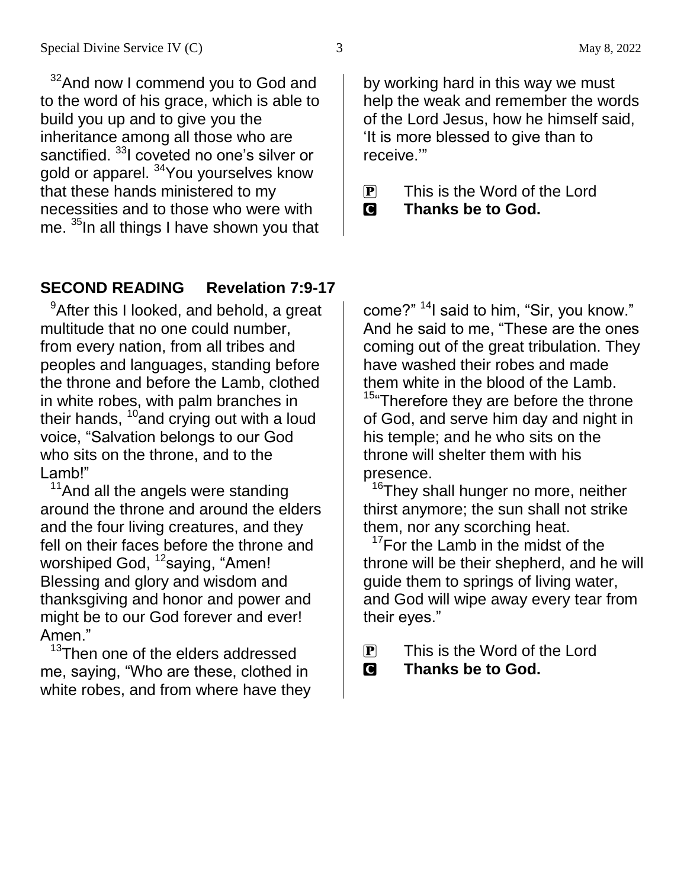[32]And now I commend you to God and to the word of his grace, which is able to build you up and to give you the inheritance among all those who are sanctified. [33]I coveted no one's silver or gold or apparel. [34]You yourselves know that these hands ministered to my necessities and to those who were with me. [35]In all things I have shown you that by working hard in this way we must help the weak and remember the words of the Lord Jesus, how he himself said, 'It is more blessed to give than to receive.'"

P This is the Word of the Lord
**C Thanks be to God.**

## SECOND READING Revelation 7:9-17

[9]After this I looked, and behold, a great multitude that no one could number, from every nation, from all tribes and peoples and languages, standing before the throne and before the Lamb, clothed in white robes, with palm branches in their hands, [10]and crying out with a loud voice, "Salvation belongs to our God who sits on the throne, and to the Lamb!"

[11]And all the angels were standing around the throne and around the elders and the four living creatures, and they fell on their faces before the throne and worshiped God, [12]saying, "Amen! Blessing and glory and wisdom and thanksgiving and honor and power and might be to our God forever and ever! Amen."

[13]Then one of the elders addressed me, saying, "Who are these, clothed in white robes, and from where have they come?" [14]I said to him, "Sir, you know." And he said to me, "These are the ones coming out of the great tribulation. They have washed their robes and made them white in the blood of the Lamb.

[15]"Therefore they are before the throne of God, and serve him day and night in his temple; and he who sits on the throne will shelter them with his presence.

[16]They shall hunger no more, neither thirst anymore; the sun shall not strike them, nor any scorching heat.

[17]For the Lamb in the midst of the throne will be their shepherd, and he will guide them to springs of living water, and God will wipe away every tear from their eyes."

P This is the Word of the Lord
**C Thanks be to God.**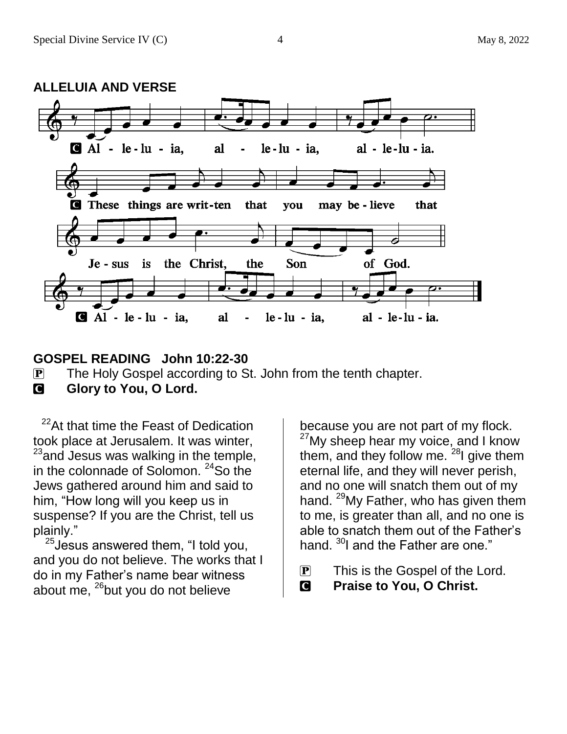## ALLELUIA AND VERSE

C Al - le - lu - ia, al - le - lu - ia, al - le - lu - ia.

C These things are writ - ten that you may be - lieve that Je - sus is the Christ, the Son of God.

C Al - le - lu - ia, al - le - lu - ia, al - le - lu - ia.

## GOSPEL READING John 10:22-30

P The Holy Gospel according to St. John from the tenth chapter.

**C Glory to You, O Lord.**

[22]At that time the Feast of Dedication took place at Jerusalem. It was winter, [23]and Jesus was walking in the temple, in the colonnade of Solomon. [24]So the Jews gathered around him and said to him, "How long will you keep us in suspense? If you are the Christ, tell us plainly."

[25]Jesus answered them, "I told you, and you do not believe. The works that I do in my Father's name bear witness about me, [26]but you do not believe because you are not part of my flock. [27]My sheep hear my voice, and I know them, and they follow me. [28]I give them eternal life, and they will never perish, and no one will snatch them out of my hand. [29]My Father, who has given them to me, is greater than all, and no one is able to snatch them out of the Father's hand. [30]I and the Father are one."

P This is the Gospel of the Lord.

**C Praise to You, O Christ.**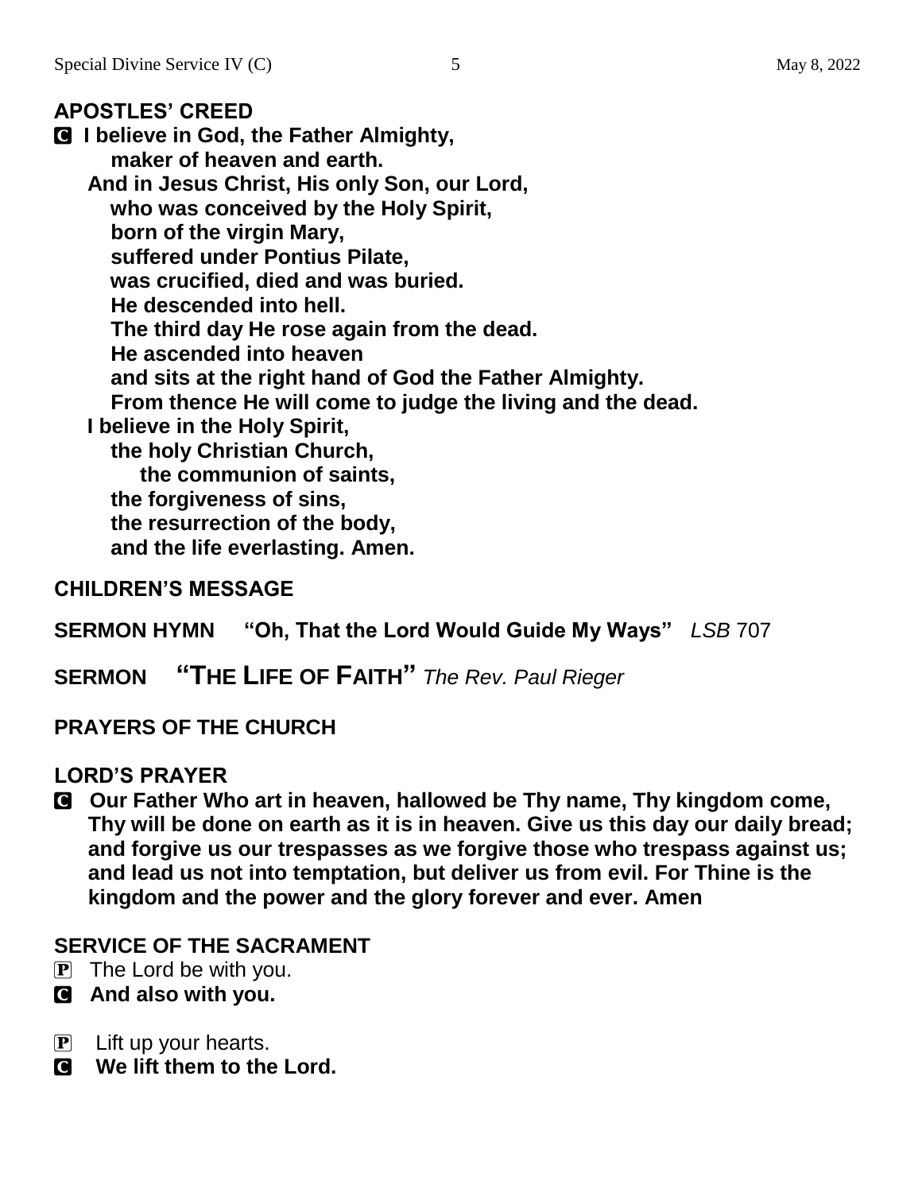## APOSTLES' CREED

**C I believe in God, the Father Almighty,**
**maker of heaven and earth.**
**And in Jesus Christ, His only Son, our Lord,**
**who was conceived by the Holy Spirit,**
**born of the virgin Mary,**
**suffered under Pontius Pilate,**
**was crucified, died and was buried.**
**He descended into hell.**
**The third day He rose again from the dead.**
**He ascended into heaven**
**and sits at the right hand of God the Father Almighty.**
**From thence He will come to judge the living and the dead.**
**I believe in the Holy Spirit,**
**the holy Christian Church,**
**the communion of saints,**
**the forgiveness of sins,**
**the resurrection of the body,**
**and the life everlasting. Amen.**

## CHILDREN'S MESSAGE

## SERMON HYMN "Oh, That the Lord Would Guide My Ways" *LSB* 707

## SERMON "THE LIFE OF FAITH" *The Rev. Paul Rieger*

## PRAYERS OF THE CHURCH

## LORD'S PRAYER

**C Our Father Who art in heaven, hallowed be Thy name, Thy kingdom come, Thy will be done on earth as it is in heaven. Give us this day our daily bread; and forgive us our trespasses as we forgive those who trespass against us; and lead us not into temptation, but deliver us from evil. For Thine is the kingdom and the power and the glory forever and ever. Amen**

## SERVICE OF THE SACRAMENT

P The Lord be with you.
**C And also with you.**

P Lift up your hearts.
**C We lift them to the Lord.**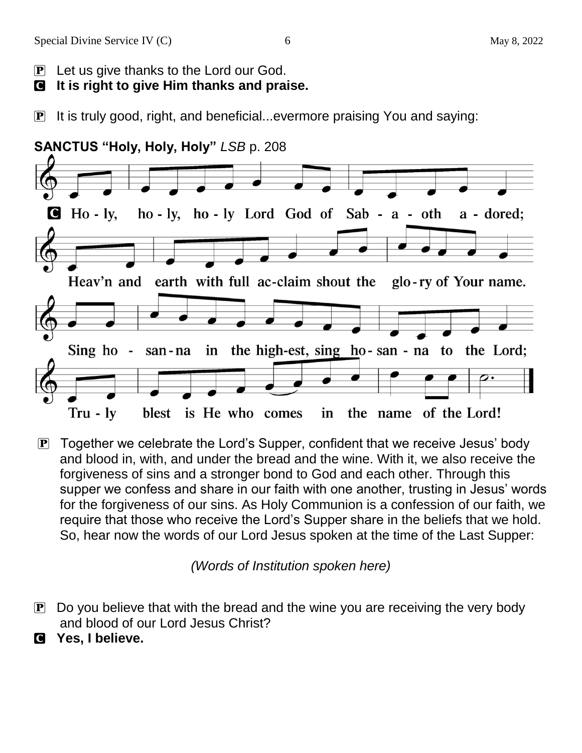**P** Let us give thanks to the Lord our God.
**C** **It is right to give Him thanks and praise.**

**P** It is truly good, right, and beneficial...evermore praising You and saying:

**SANCTUS "Holy, Holy, Holy"** *LSB* p. 208

**C** **Ho - ly, ho - ly, ho - ly Lord God of Sab - a - oth a - dored;**
**Heav'n and earth with full ac-claim shout the glo - ry of Your name.**
**Sing ho - san - na in the high-est, sing ho - san - na to the Lord;**
**Tru - ly blest is He who comes in the name of the Lord!**

**P** Together we celebrate the Lord's Supper, confident that we receive Jesus' body and blood in, with, and under the bread and the wine. With it, we also receive the forgiveness of sins and a stronger bond to God and each other. Through this supper we confess and share in our faith with one another, trusting in Jesus' words for the forgiveness of our sins. As Holy Communion is a confession of our faith, we require that those who receive the Lord's Supper share in the beliefs that we hold. So, hear now the words of our Lord Jesus spoken at the time of the Last Supper:

*(Words of Institution spoken here)*

**P** Do you believe that with the bread and the wine you are receiving the very body and blood of our Lord Jesus Christ?
**C** **Yes, I believe.**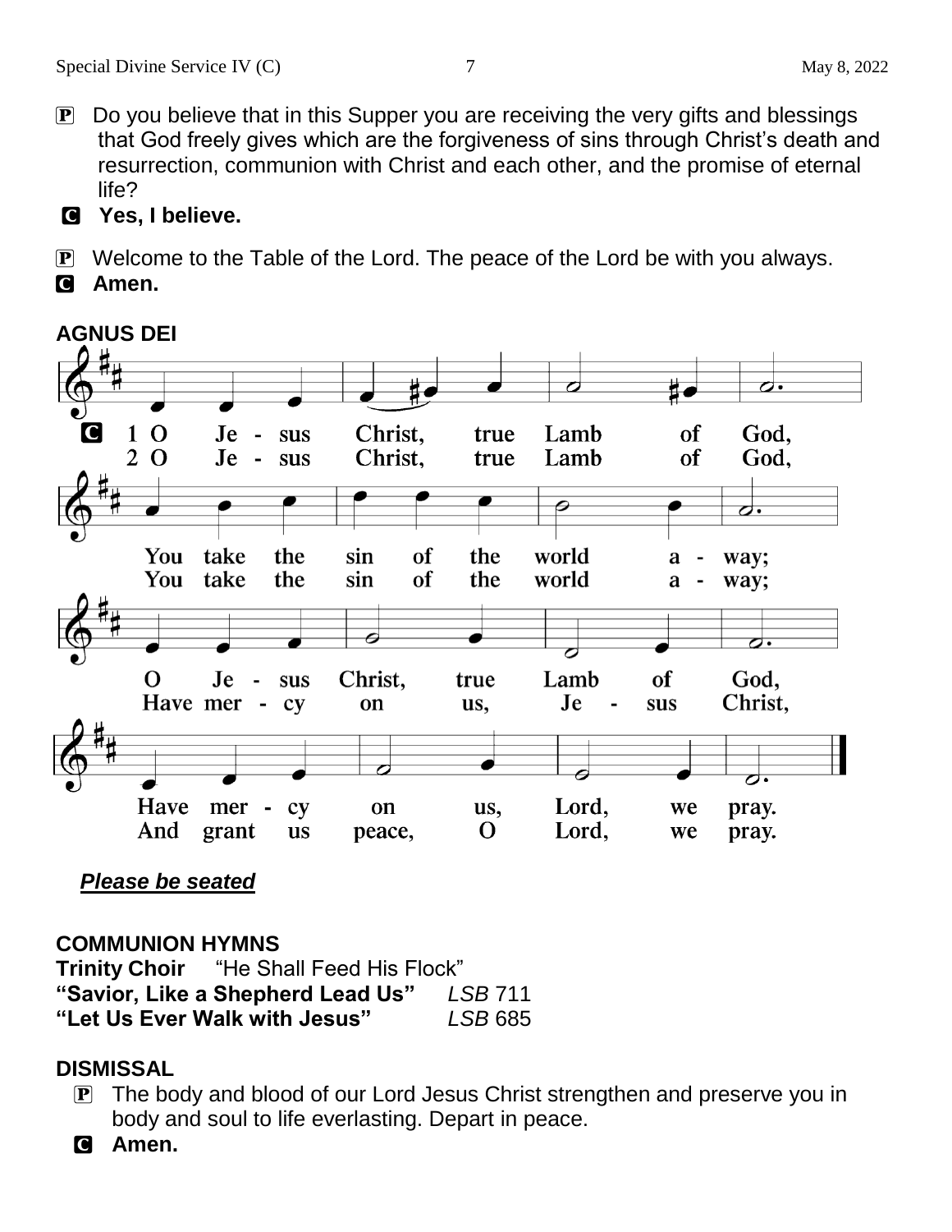P Do you believe that in this Supper you are receiving the very gifts and blessings that God freely gives which are the forgiveness of sins through Christ's death and resurrection, communion with Christ and each other, and the promise of eternal life?

C **Yes, I believe.**

P Welcome to the Table of the Lord. The peace of the Lord be with you always.

C **Amen.**

## AGNUS DEI

C
1 O Jesus Christ, true Lamb of God,
You take the sin of the world away;
O Jesus Christ, true Lamb of God,
Have mercy on us, Lord, we pray.

2 O Jesus Christ, true Lamb of God,
You take the sin of the world away;
Have mercy on us, Jesus Christ,
And grant us peace, O Lord, we pray.

***Please be seated***

## COMMUNION HYMNS

**Trinity Choir** "He Shall Feed His Flock"

**"Savior, Like a Shepherd Lead Us"** *LSB* 711

**"Let Us Ever Walk with Jesus"** *LSB* 685

## DISMISSAL

P The body and blood of our Lord Jesus Christ strengthen and preserve you in body and soul to life everlasting. Depart in peace.

C **Amen.**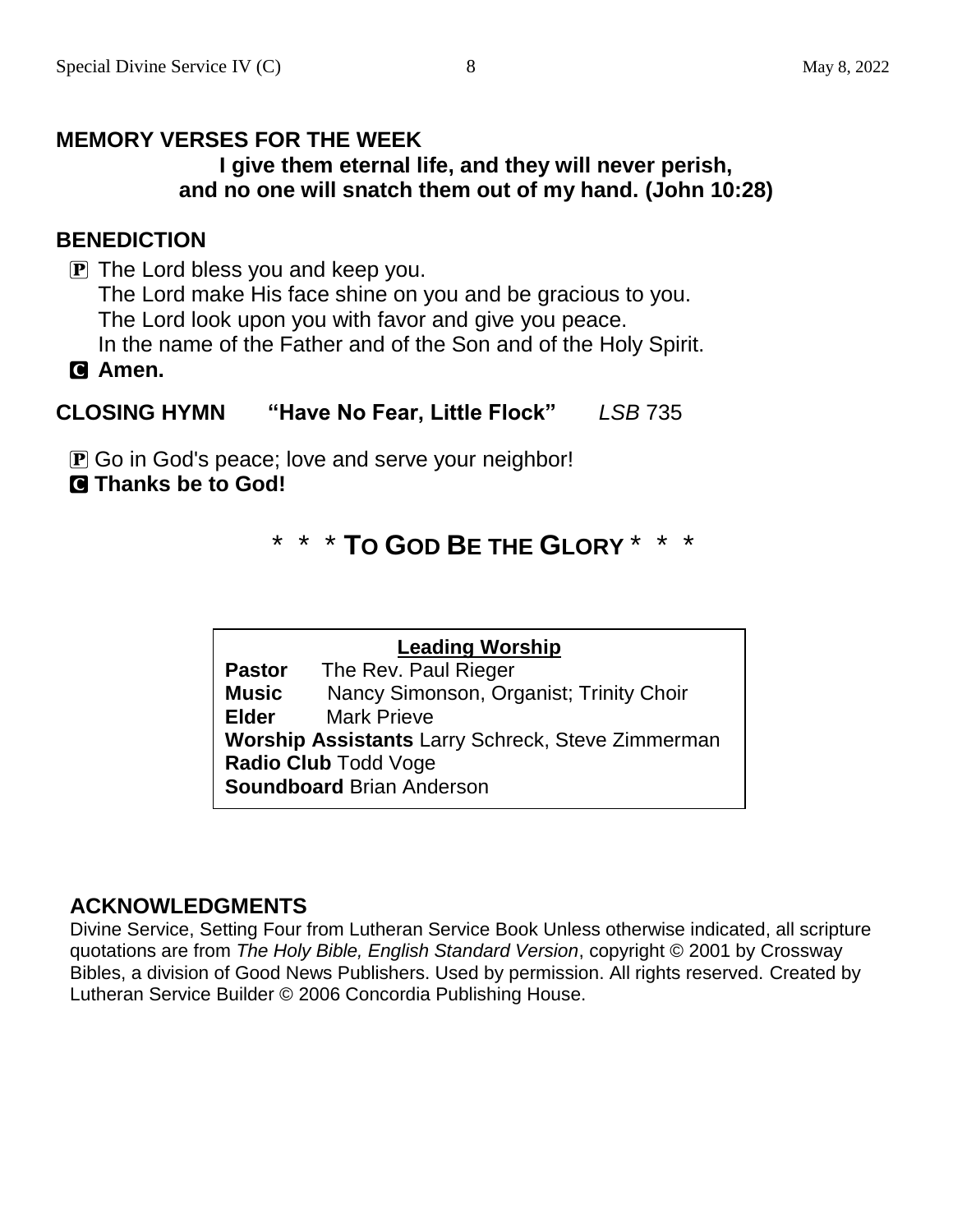## MEMORY VERSES FOR THE WEEK

**I give them eternal life, and they will never perish,**
**and no one will snatch them out of my hand. (John 10:28)**

## BENEDICTION

P The Lord bless you and keep you.
The Lord make His face shine on you and be gracious to you.
The Lord look upon you with favor and give you peace.
In the name of the Father and of the Son and of the Holy Spirit.

**C Amen.**

## CLOSING HYMN "Have No Fear, Little Flock" *LSB* 735

P Go in God's peace; love and serve your neighbor!

**C Thanks be to God!**

\* \* \* **TO GOD BE THE GLORY** \* \* \*

**Leading Worship**

**Pastor** The Rev. Paul Rieger
**Music** Nancy Simonson, Organist; Trinity Choir
**Elder** Mark Prieve
**Worship Assistants** Larry Schreck, Steve Zimmerman
**Radio Club** Todd Voge
**Soundboard** Brian Anderson

## ACKNOWLEDGMENTS

Divine Service, Setting Four from Lutheran Service Book Unless otherwise indicated, all scripture quotations are from *The Holy Bible, English Standard Version*, copyright © 2001 by Crossway Bibles, a division of Good News Publishers. Used by permission. All rights reserved. Created by Lutheran Service Builder © 2006 Concordia Publishing House.